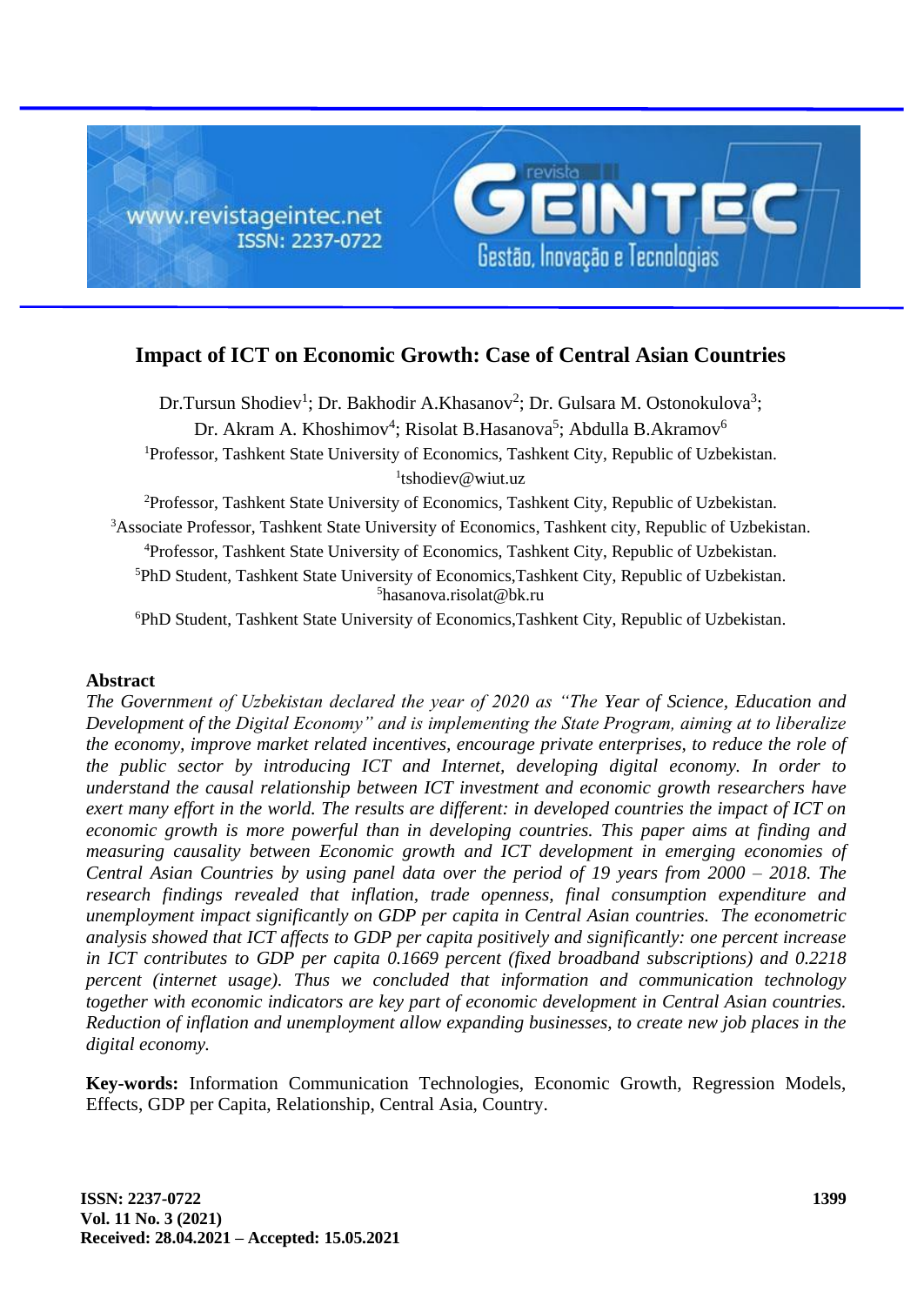# Impact of ICT on Economic Growth: Case of Central Asian Countries

Dr.Tursun Shodiev[1]; Dr. Bakhodir A.Khasanov[2]; Dr. Gulsara M. Ostonokulova[3]; Dr. Akram A. Khoshimov[4]; Risolat B.Hasanova[5]; Abdulla B.Akramov[6]

[1]Professor, Tashkent State University of Economics, Tashkent City, Republic of Uzbekistan. [1]tshodiev@wiut.uz

[2]Professor, Tashkent State University of Economics, Tashkent City, Republic of Uzbekistan.

[3]Associate Professor, Tashkent State University of Economics, Tashkent city, Republic of Uzbekistan.

[4]Professor, Tashkent State University of Economics, Tashkent City, Republic of Uzbekistan.

[5]PhD Student, Tashkent State University of Economics,Tashkent City, Republic of Uzbekistan. [5]hasanova.risolat@bk.ru

[6]PhD Student, Tashkent State University of Economics,Tashkent City, Republic of Uzbekistan.

## Abstract

*The Government of Uzbekistan declared the year of 2020 as "The Year of Science, Education and Development of the Digital Economy" and is implementing the State Program, aiming at to liberalize the economy, improve market related incentives, encourage private enterprises, to reduce the role of the public sector by introducing ICT and Internet, developing digital economy. In order to understand the causal relationship between ICT investment and economic growth researchers have exert many effort in the world. The results are different: in developed countries the impact of ICT on economic growth is more powerful than in developing countries. This paper aims at finding and measuring causality between Economic growth and ICT development in emerging economies of Central Asian Countries by using panel data over the period of 19 years from 2000 – 2018. The research findings revealed that inflation, trade openness, final consumption expenditure and unemployment impact significantly on GDP per capita in Central Asian countries. The econometric analysis showed that ICT affects to GDP per capita positively and significantly: one percent increase in ICT contributes to GDP per capita 0.1669 percent (fixed broadband subscriptions) and 0.2218 percent (internet usage). Thus we concluded that information and communication technology together with economic indicators are key part of economic development in Central Asian countries. Reduction of inflation and unemployment allow expanding businesses, to create new job places in the digital economy.*

**Key-words:** Information Communication Technologies, Economic Growth, Regression Models, Effects, GDP per Capita, Relationship, Central Asia, Country.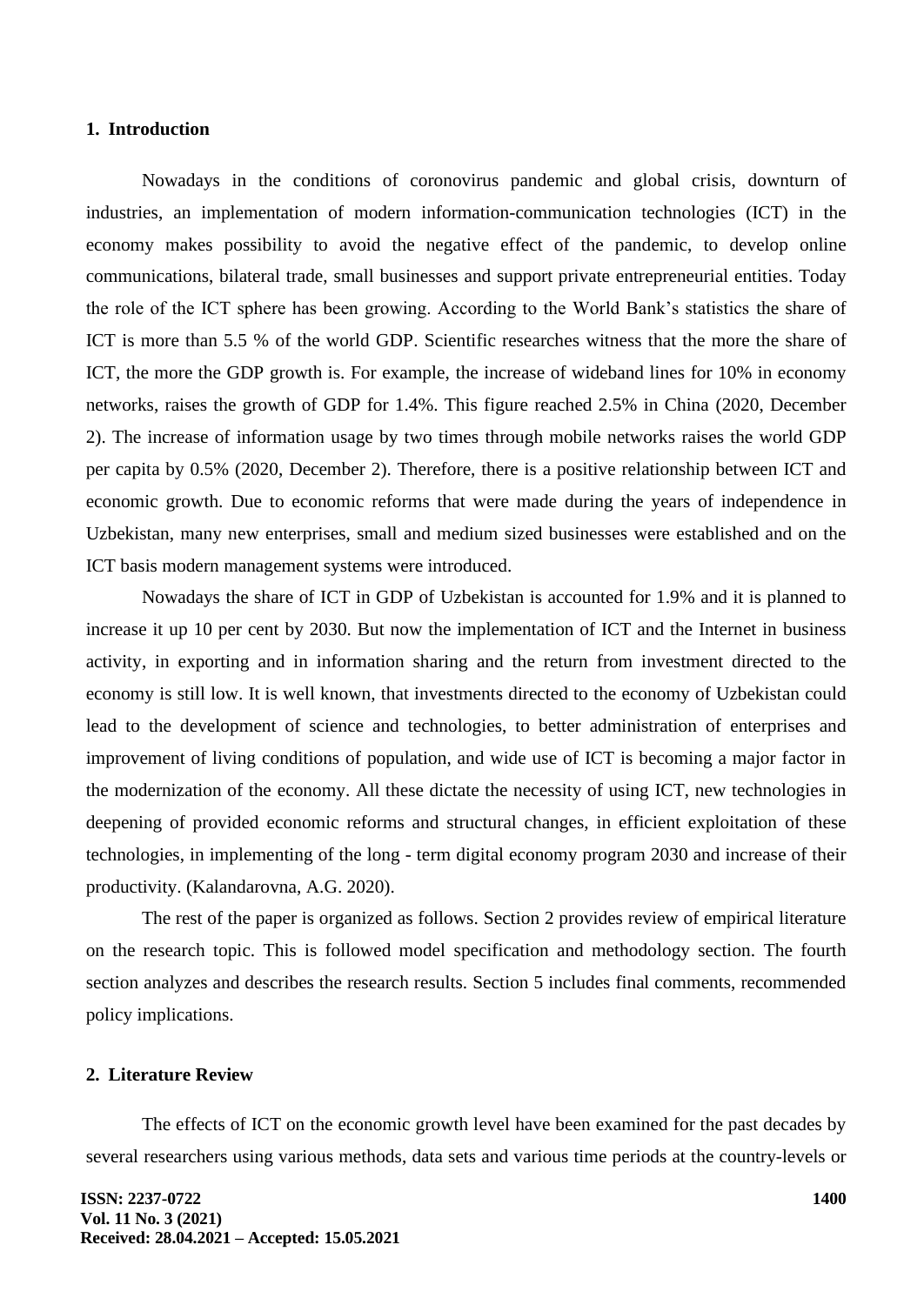## 1. Introduction

Nowadays in the conditions of coronovirus pandemic and global crisis, downturn of industries, an implementation of modern information-communication technologies (ICT) in the economy makes possibility to avoid the negative effect of the pandemic, to develop online communications, bilateral trade, small businesses and support private entrepreneurial entities. Today the role of the ICT sphere has been growing. According to the World Bank's statistics the share of ICT is more than 5.5 % of the world GDP. Scientific researches witness that the more the share of ICT, the more the GDP growth is. For example, the increase of wideband lines for 10% in economy networks, raises the growth of GDP for 1.4%. This figure reached 2.5% in China (2020, December 2). The increase of information usage by two times through mobile networks raises the world GDP per capita by 0.5% (2020, December 2). Therefore, there is a positive relationship between ICT and economic growth. Due to economic reforms that were made during the years of independence in Uzbekistan, many new enterprises, small and medium sized businesses were established and on the ICT basis modern management systems were introduced.

Nowadays the share of ICT in GDP of Uzbekistan is accounted for 1.9% and it is planned to increase it up 10 per cent by 2030. But now the implementation of ICT and the Internet in business activity, in exporting and in information sharing and the return from investment directed to the economy is still low. It is well known, that investments directed to the economy of Uzbekistan could lead to the development of science and technologies, to better administration of enterprises and improvement of living conditions of population, and wide use of ICT is becoming a major factor in the modernization of the economy. All these dictate the necessity of using ICT, new technologies in deepening of provided economic reforms and structural changes, in efficient exploitation of these technologies, in implementing of the long - term digital economy program 2030 and increase of their productivity. (Kalandarovna, A.G. 2020).

The rest of the paper is organized as follows. Section 2 provides review of empirical literature on the research topic. This is followed model specification and methodology section. The fourth section analyzes and describes the research results. Section 5 includes final comments, recommended policy implications.

## 2. Literature Review

The effects of ICT on the economic growth level have been examined for the past decades by several researchers using various methods, data sets and various time periods at the country-levels or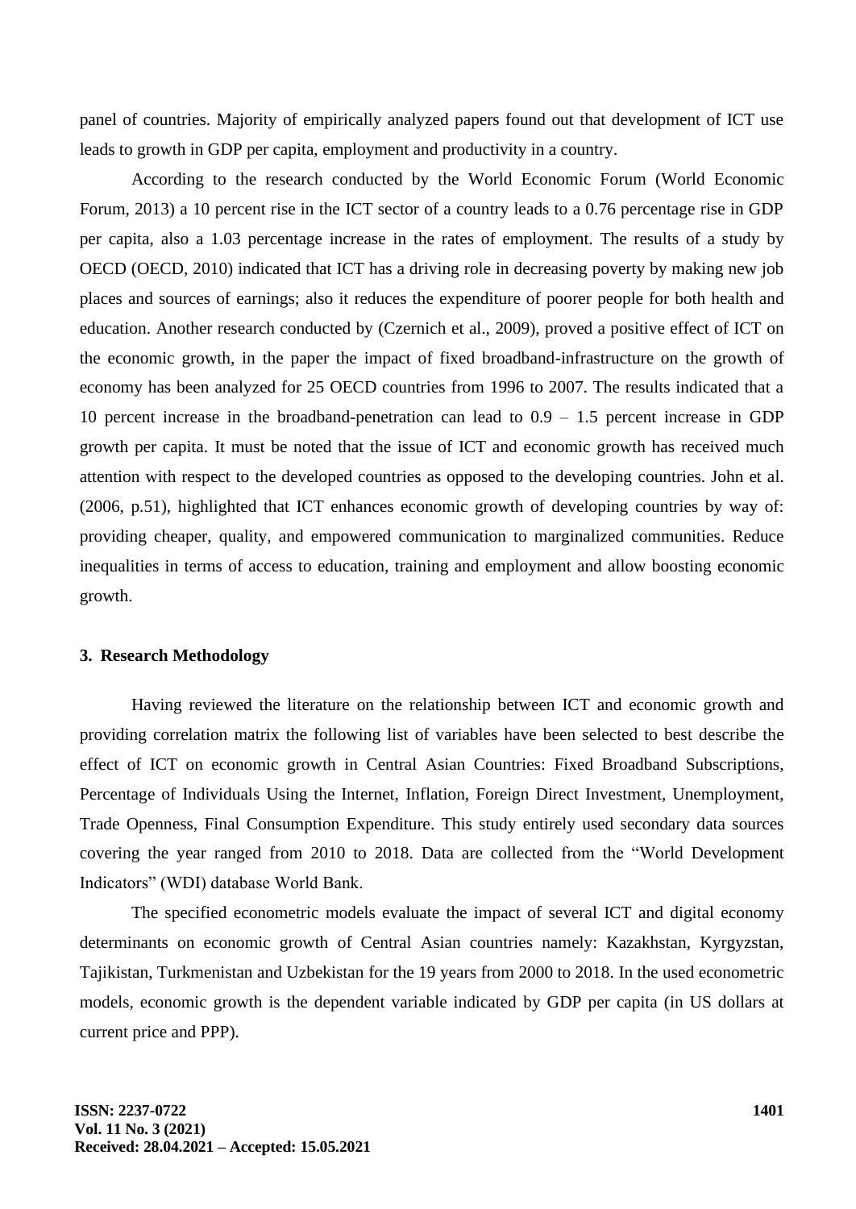panel of countries. Majority of empirically analyzed papers found out that development of ICT use leads to growth in GDP per capita, employment and productivity in a country.

According to the research conducted by the World Economic Forum (World Economic Forum, 2013) a 10 percent rise in the ICT sector of a country leads to a 0.76 percentage rise in GDP per capita, also a 1.03 percentage increase in the rates of employment. The results of a study by OECD (OECD, 2010) indicated that ICT has a driving role in decreasing poverty by making new job places and sources of earnings; also it reduces the expenditure of poorer people for both health and education. Another research conducted by (Czernich et al., 2009), proved a positive effect of ICT on the economic growth, in the paper the impact of fixed broadband-infrastructure on the growth of economy has been analyzed for 25 OECD countries from 1996 to 2007. The results indicated that a 10 percent increase in the broadband-penetration can lead to 0.9 – 1.5 percent increase in GDP growth per capita. It must be noted that the issue of ICT and economic growth has received much attention with respect to the developed countries as opposed to the developing countries. John et al. (2006, p.51), highlighted that ICT enhances economic growth of developing countries by way of: providing cheaper, quality, and empowered communication to marginalized communities. Reduce inequalities in terms of access to education, training and employment and allow boosting economic growth.

### 3. Research Methodology

Having reviewed the literature on the relationship between ICT and economic growth and providing correlation matrix the following list of variables have been selected to best describe the effect of ICT on economic growth in Central Asian Countries: Fixed Broadband Subscriptions, Percentage of Individuals Using the Internet, Inflation, Foreign Direct Investment, Unemployment, Trade Openness, Final Consumption Expenditure. This study entirely used secondary data sources covering the year ranged from 2010 to 2018. Data are collected from the "World Development Indicators" (WDI) database World Bank.

The specified econometric models evaluate the impact of several ICT and digital economy determinants on economic growth of Central Asian countries namely: Kazakhstan, Kyrgyzstan, Tajikistan, Turkmenistan and Uzbekistan for the 19 years from 2000 to 2018. In the used econometric models, economic growth is the dependent variable indicated by GDP per capita (in US dollars at current price and PPP).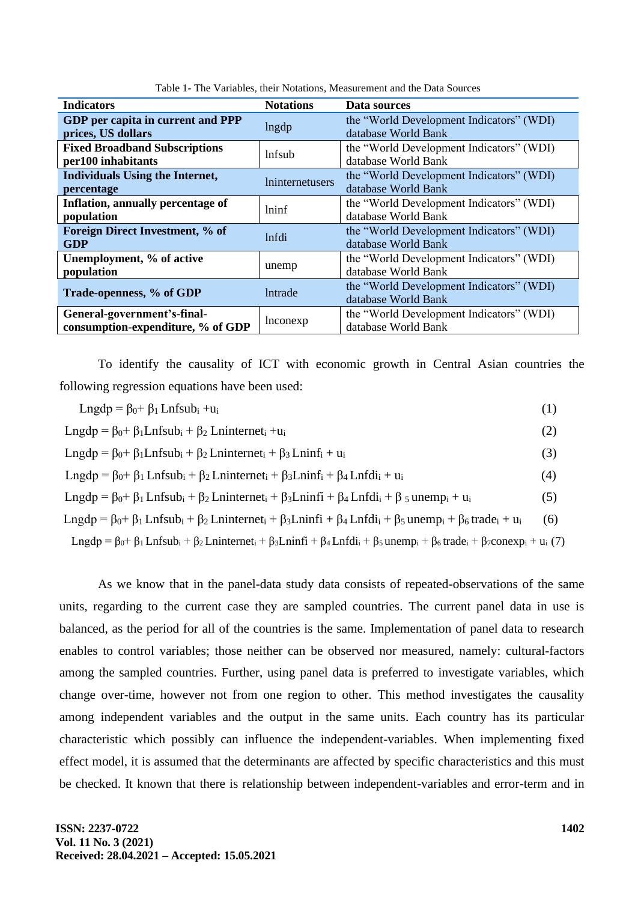Table 1- The Variables, their Notations, Measurement and the Data Sources

| Indicators | Notations | Data sources |
| --- | --- | --- |
| **GDP per capita in current and PPP prices, US dollars** | lngdp | the "World Development Indicators" (WDI) database World Bank |
| **Fixed Broadband Subscriptions per100 inhabitants** | lnfsub | the "World Development Indicators" (WDI) database World Bank |
| **Individuals Using the Internet, percentage** | lninternetusers | the "World Development Indicators" (WDI) database World Bank |
| **Inflation, annually percentage of population** | lninf | the "World Development Indicators" (WDI) database World Bank |
| **Foreign Direct Investment, % of GDP** | lnfdi | the "World Development Indicators" (WDI) database World Bank |
| **Unemployment, % of active population** | unemp | the "World Development Indicators" (WDI) database World Bank |
| **Trade-openness, % of GDP** | lntrade | the "World Development Indicators" (WDI) database World Bank |
| **General-government's-final-consumption-expenditure, % of GDP** | lnconexp | the "World Development Indicators" (WDI) database World Bank |

To identify the causality of ICT with economic growth in Central Asian countries the following regression equations have been used:

$$Lngdp = \beta_0 + \beta_1 Lnfsub_i + u_i \quad (1)$$

$$Lngdp = \beta_0 + \beta_1 Lnfsub_i + \beta_2 Lninternet_i + u_i \quad (2)$$

$$Lngdp = \beta_0 + \beta_1 Lnfsub_i + \beta_2 Lninternet_i + \beta_3 Lninf_i + u_i \quad (3)$$

$$Lngdp = \beta_0 + \beta_1 Lnfsub_i + \beta_2 Lninternet_i + \beta_3 Lninf_i + \beta_4 Lnfdi_i + u_i \quad (4)$$

$$Lngdp = \beta_0 + \beta_1 Lnfsub_i + \beta_2 Lninternet_i + \beta_3 Lninfi + \beta_4 Lnfdi_i + \beta_5 unemp_i + u_i \quad (5)$$

$$Lngdp = \beta_0 + \beta_1 Lnfsub_i + \beta_2 Lninternet_i + \beta_3 Lninfi + \beta_4 Lnfdi_i + \beta_5 unemp_i + \beta_6 trade_i + u_i \quad (6)$$

$$Lngdp = \beta_0 + \beta_1 Lnfsub_i + \beta_2 Lninternet_i + \beta_3 Lninfi + \beta_4 Lnfdi_i + \beta_5 unemp_i + \beta_6 trade_i + \beta_7 conexp_i + u_i \quad (7)$$

As we know that in the panel-data study data consists of repeated-observations of the same units, regarding to the current case they are sampled countries. The current panel data in use is balanced, as the period for all of the countries is the same. Implementation of panel data to research enables to control variables; those neither can be observed nor measured, namely: cultural-factors among the sampled countries. Further, using panel data is preferred to investigate variables, which change over-time, however not from one region to other. This method investigates the causality among independent variables and the output in the same units. Each country has its particular characteristic which possibly can influence the independent-variables. When implementing fixed effect model, it is assumed that the determinants are affected by specific characteristics and this must be checked. It known that there is relationship between independent-variables and error-term and in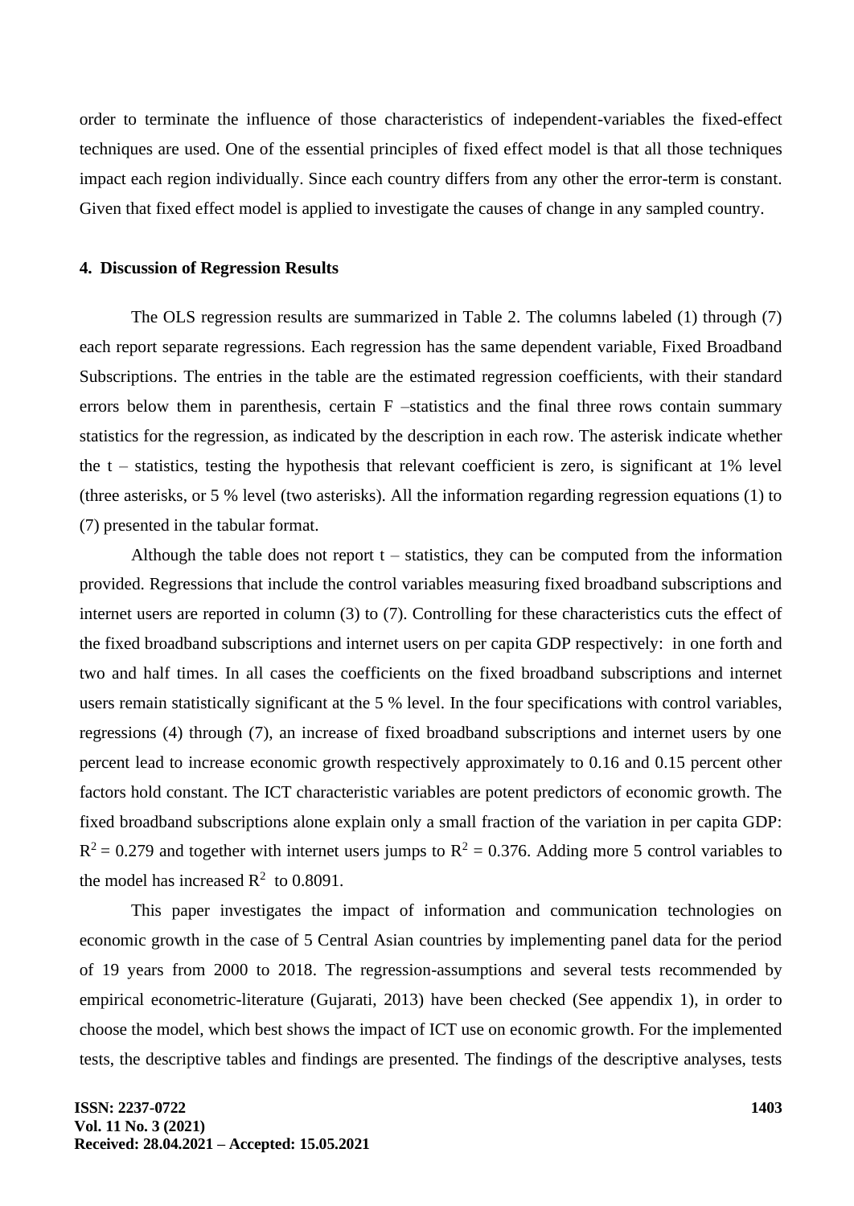order to terminate the influence of those characteristics of independent-variables the fixed-effect techniques are used. One of the essential principles of fixed effect model is that all those techniques impact each region individually. Since each country differs from any other the error-term is constant. Given that fixed effect model is applied to investigate the causes of change in any sampled country.

## 4. Discussion of Regression Results

The OLS regression results are summarized in Table 2. The columns labeled (1) through (7) each report separate regressions. Each regression has the same dependent variable, Fixed Broadband Subscriptions. The entries in the table are the estimated regression coefficients, with their standard errors below them in parenthesis, certain F –statistics and the final three rows contain summary statistics for the regression, as indicated by the description in each row. The asterisk indicate whether the t – statistics, testing the hypothesis that relevant coefficient is zero, is significant at 1% level (three asterisks, or 5 % level (two asterisks). All the information regarding regression equations (1) to (7) presented in the tabular format.

Although the table does not report t – statistics, they can be computed from the information provided. Regressions that include the control variables measuring fixed broadband subscriptions and internet users are reported in column (3) to (7). Controlling for these characteristics cuts the effect of the fixed broadband subscriptions and internet users on per capita GDP respectively: in one forth and two and half times. In all cases the coefficients on the fixed broadband subscriptions and internet users remain statistically significant at the 5 % level. In the four specifications with control variables, regressions (4) through (7), an increase of fixed broadband subscriptions and internet users by one percent lead to increase economic growth respectively approximately to 0.16 and 0.15 percent other factors hold constant. The ICT characteristic variables are potent predictors of economic growth. The fixed broadband subscriptions alone explain only a small fraction of the variation in per capita GDP: $R^2 = 0.279$ and together with internet users jumps to $R^2 = 0.376$. Adding more 5 control variables to the model has increased $R^2$ to 0.8091.

This paper investigates the impact of information and communication technologies on economic growth in the case of 5 Central Asian countries by implementing panel data for the period of 19 years from 2000 to 2018. The regression-assumptions and several tests recommended by empirical econometric-literature (Gujarati, 2013) have been checked (See appendix 1), in order to choose the model, which best shows the impact of ICT use on economic growth. For the implemented tests, the descriptive tables and findings are presented. The findings of the descriptive analyses, tests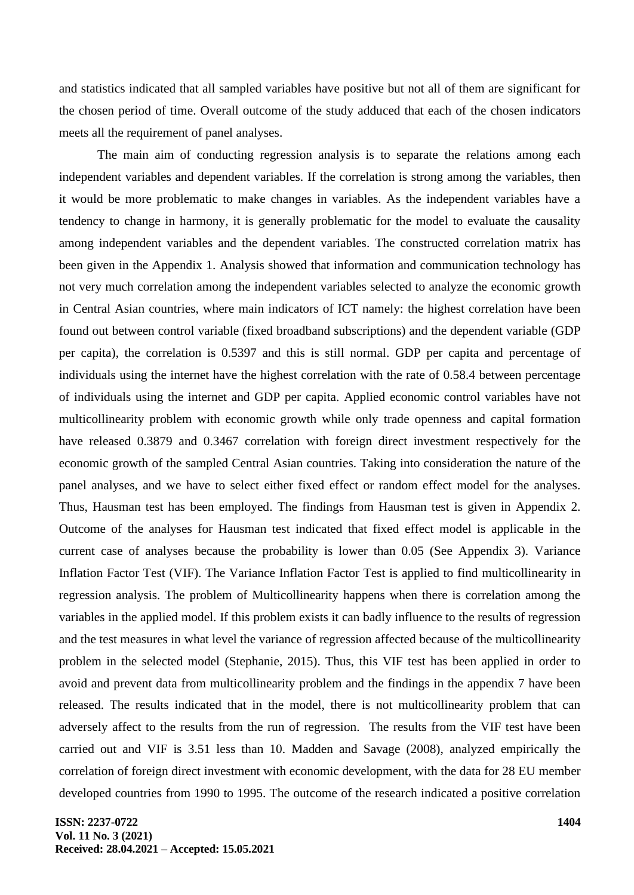and statistics indicated that all sampled variables have positive but not all of them are significant for the chosen period of time. Overall outcome of the study adduced that each of the chosen indicators meets all the requirement of panel analyses.

The main aim of conducting regression analysis is to separate the relations among each independent variables and dependent variables. If the correlation is strong among the variables, then it would be more problematic to make changes in variables. As the independent variables have a tendency to change in harmony, it is generally problematic for the model to evaluate the causality among independent variables and the dependent variables. The constructed correlation matrix has been given in the Appendix 1. Analysis showed that information and communication technology has not very much correlation among the independent variables selected to analyze the economic growth in Central Asian countries, where main indicators of ICT namely: the highest correlation have been found out between control variable (fixed broadband subscriptions) and the dependent variable (GDP per capita), the correlation is 0.5397 and this is still normal. GDP per capita and percentage of individuals using the internet have the highest correlation with the rate of 0.58.4 between percentage of individuals using the internet and GDP per capita. Applied economic control variables have not multicollinearity problem with economic growth while only trade openness and capital formation have released 0.3879 and 0.3467 correlation with foreign direct investment respectively for the economic growth of the sampled Central Asian countries. Taking into consideration the nature of the panel analyses, and we have to select either fixed effect or random effect model for the analyses. Thus, Hausman test has been employed. The findings from Hausman test is given in Appendix 2. Outcome of the analyses for Hausman test indicated that fixed effect model is applicable in the current case of analyses because the probability is lower than 0.05 (See Appendix 3). Variance Inflation Factor Test (VIF). The Variance Inflation Factor Test is applied to find multicollinearity in regression analysis. The problem of Multicollinearity happens when there is correlation among the variables in the applied model. If this problem exists it can badly influence to the results of regression and the test measures in what level the variance of regression affected because of the multicollinearity problem in the selected model (Stephanie, 2015). Thus, this VIF test has been applied in order to avoid and prevent data from multicollinearity problem and the findings in the appendix 7 have been released. The results indicated that in the model, there is not multicollinearity problem that can adversely affect to the results from the run of regression. The results from the VIF test have been carried out and VIF is 3.51 less than 10. Madden and Savage (2008), analyzed empirically the correlation of foreign direct investment with economic development, with the data for 28 EU member developed countries from 1990 to 1995. The outcome of the research indicated a positive correlation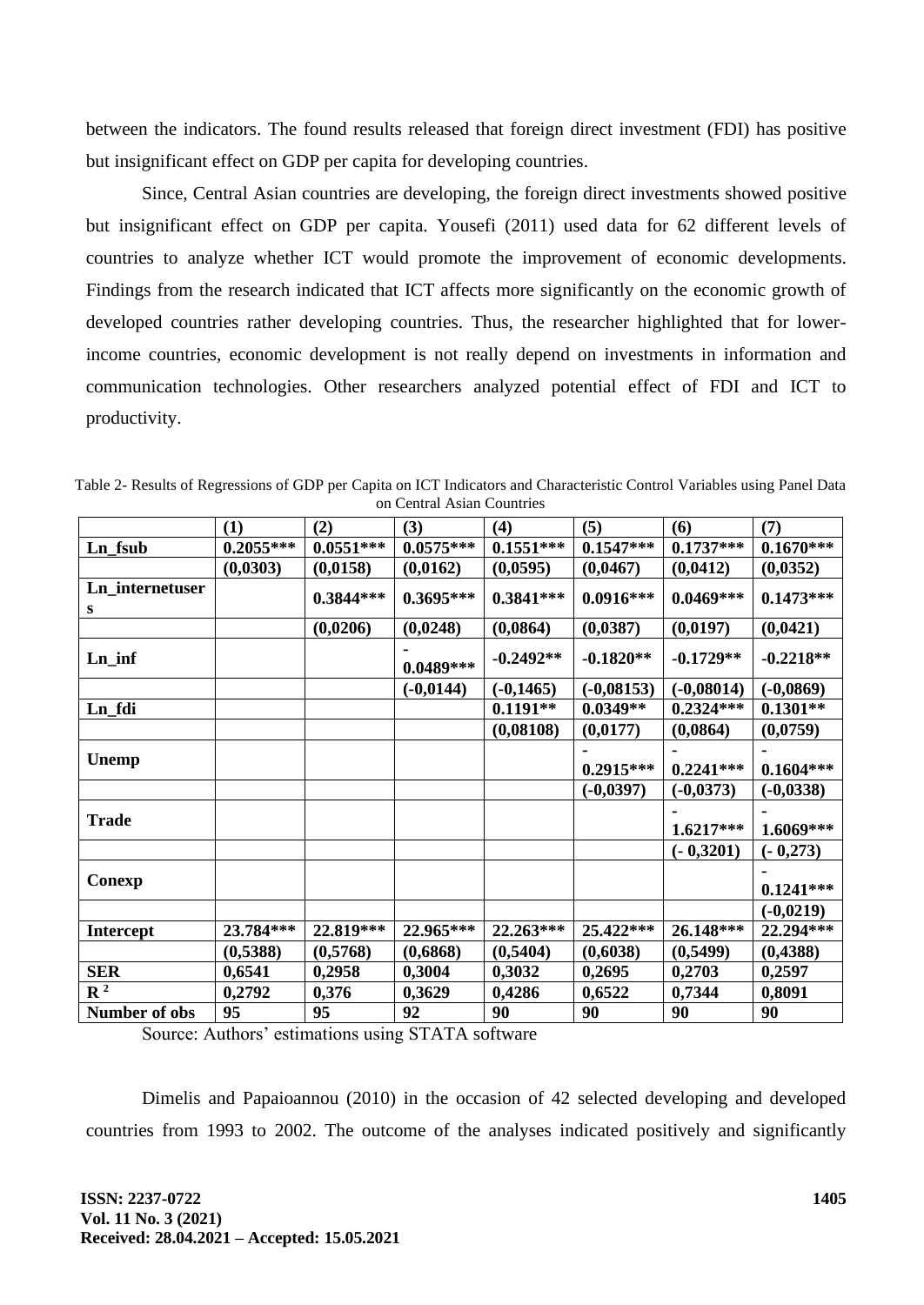between the indicators. The found results released that foreign direct investment (FDI) has positive but insignificant effect on GDP per capita for developing countries.

Since, Central Asian countries are developing, the foreign direct investments showed positive but insignificant effect on GDP per capita. Yousefi (2011) used data for 62 different levels of countries to analyze whether ICT would promote the improvement of economic developments. Findings from the research indicated that ICT affects more significantly on the economic growth of developed countries rather developing countries. Thus, the researcher highlighted that for lower-income countries, economic development is not really depend on investments in information and communication technologies. Other researchers analyzed potential effect of FDI and ICT to productivity.

Table 2- Results of Regressions of GDP per Capita on ICT Indicators and Characteristic Control Variables using Panel Data on Central Asian Countries

| | (1) | (2) | (3) | (4) | (5) | (6) | (7) |
|---|---|---|---|---|---|---|---|
| **Ln_fsub** | **0.2055\*\*\*** | **0.0551\*\*\*** | **0.0575\*\*\*** | **0.1551\*\*\*** | **0.1547\*\*\*** | **0.1737\*\*\*** | **0.1670\*\*\*** |
| | **(0,0303)** | **(0,0158)** | **(0,0162)** | **(0,0595)** | **(0,0467)** | **(0,0412)** | **(0,0352)** |
| **Ln_internetusers** | | **0.3844\*\*\*** | **0.3695\*\*\*** | **0.3841\*\*\*** | **0.0916\*\*\*** | **0.0469\*\*\*** | **0.1473\*\*\*** |
| | | **(0,0206)** | **(0,0248)** | **(0,0864)** | **(0,0387)** | **(0,0197)** | **(0,0421)** |
| **Ln_inf** | | | **-0.0489\*\*\*** | **-0.2492\*\*** | **-0.1820\*\*** | **-0.1729\*\*** | **-0.2218\*\*** |
| | | | **(-0,0144)** | **(-0,1465)** | **(-0,08153)** | **(-0,08014)** | **(-0,0869)** |
| **Ln_fdi** | | | | **0.1191\*\*** | **0.0349\*\*** | **0.2324\*\*\*** | **0.1301\*\*** |
| | | | | **(0,08108)** | **(0,0177)** | **(0,0864)** | **(0,0759)** |
| **Unemp** | | | | | **-0.2915\*\*\*** | **-0.2241\*\*\*** | **-0.1604\*\*\*** |
| | | | | | **(-0,0397)** | **(-0,0373)** | **(-0,0338)** |
| **Trade** | | | | | | **-1.6217\*\*\*** | **-1.6069\*\*\*** |
| | | | | | | **(- 0,3201)** | **(- 0,273)** |
| **Conexp** | | | | | | | **-0.1241\*\*\*** |
| | | | | | | | **(-0,0219)** |
| **Intercept** | **23.784\*\*\*** | **22.819\*\*\*** | **22.965\*\*\*** | **22.263\*\*\*** | **25.422\*\*\*** | **26.148\*\*\*** | **22.294\*\*\*** |
| | **(0,5388)** | **(0,5768)** | **(0,6868)** | **(0,5404)** | **(0,6038)** | **(0,5499)** | **(0,4388)** |
| **SER** | **0,6541** | **0,2958** | **0,3004** | **0,3032** | **0,2695** | **0,2703** | **0,2597** |
| **$R^2$** | **0,2792** | **0,376** | **0,3629** | **0,4286** | **0,6522** | **0,7344** | **0,8091** |
| **Number of obs** | **95** | **95** | **92** | **90** | **90** | **90** | **90** |

Source: Authors' estimations using STATA software

Dimelis and Papaioannou (2010) in the occasion of 42 selected developing and developed countries from 1993 to 2002. The outcome of the analyses indicated positively and significantly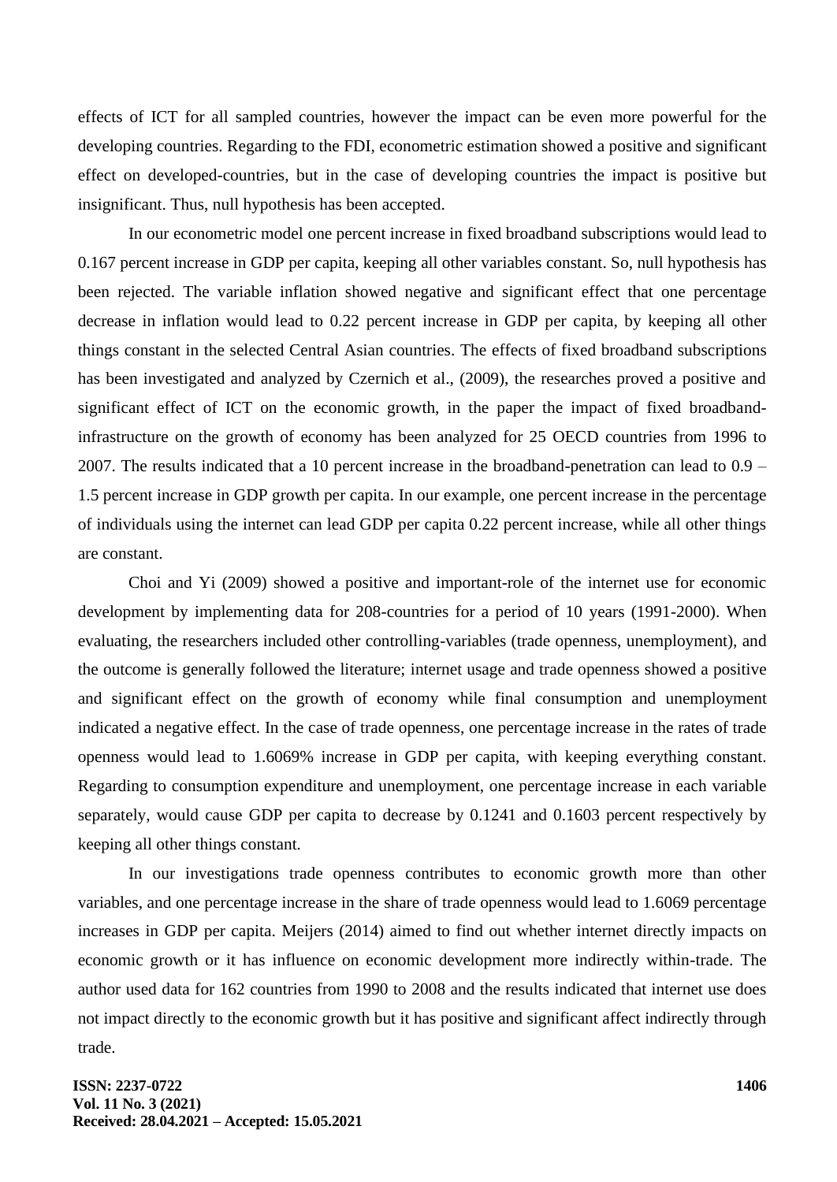effects of ICT for all sampled countries, however the impact can be even more powerful for the developing countries. Regarding to the FDI, econometric estimation showed a positive and significant effect on developed-countries, but in the case of developing countries the impact is positive but insignificant. Thus, null hypothesis has been accepted.

In our econometric model one percent increase in fixed broadband subscriptions would lead to 0.167 percent increase in GDP per capita, keeping all other variables constant. So, null hypothesis has been rejected. The variable inflation showed negative and significant effect that one percentage decrease in inflation would lead to 0.22 percent increase in GDP per capita, by keeping all other things constant in the selected Central Asian countries. The effects of fixed broadband subscriptions has been investigated and analyzed by Czernich et al., (2009), the researches proved a positive and significant effect of ICT on the economic growth, in the paper the impact of fixed broadband-infrastructure on the growth of economy has been analyzed for 25 OECD countries from 1996 to 2007. The results indicated that a 10 percent increase in the broadband-penetration can lead to 0.9 – 1.5 percent increase in GDP growth per capita. In our example, one percent increase in the percentage of individuals using the internet can lead GDP per capita 0.22 percent increase, while all other things are constant.

Choi and Yi (2009) showed a positive and important-role of the internet use for economic development by implementing data for 208-countries for a period of 10 years (1991-2000). When evaluating, the researchers included other controlling-variables (trade openness, unemployment), and the outcome is generally followed the literature; internet usage and trade openness showed a positive and significant effect on the growth of economy while final consumption and unemployment indicated a negative effect. In the case of trade openness, one percentage increase in the rates of trade openness would lead to 1.6069% increase in GDP per capita, with keeping everything constant. Regarding to consumption expenditure and unemployment, one percentage increase in each variable separately, would cause GDP per capita to decrease by 0.1241 and 0.1603 percent respectively by keeping all other things constant.

In our investigations trade openness contributes to economic growth more than other variables, and one percentage increase in the share of trade openness would lead to 1.6069 percentage increases in GDP per capita. Meijers (2014) aimed to find out whether internet directly impacts on economic growth or it has influence on economic development more indirectly within-trade. The author used data for 162 countries from 1990 to 2008 and the results indicated that internet use does not impact directly to the economic growth but it has positive and significant affect indirectly through trade.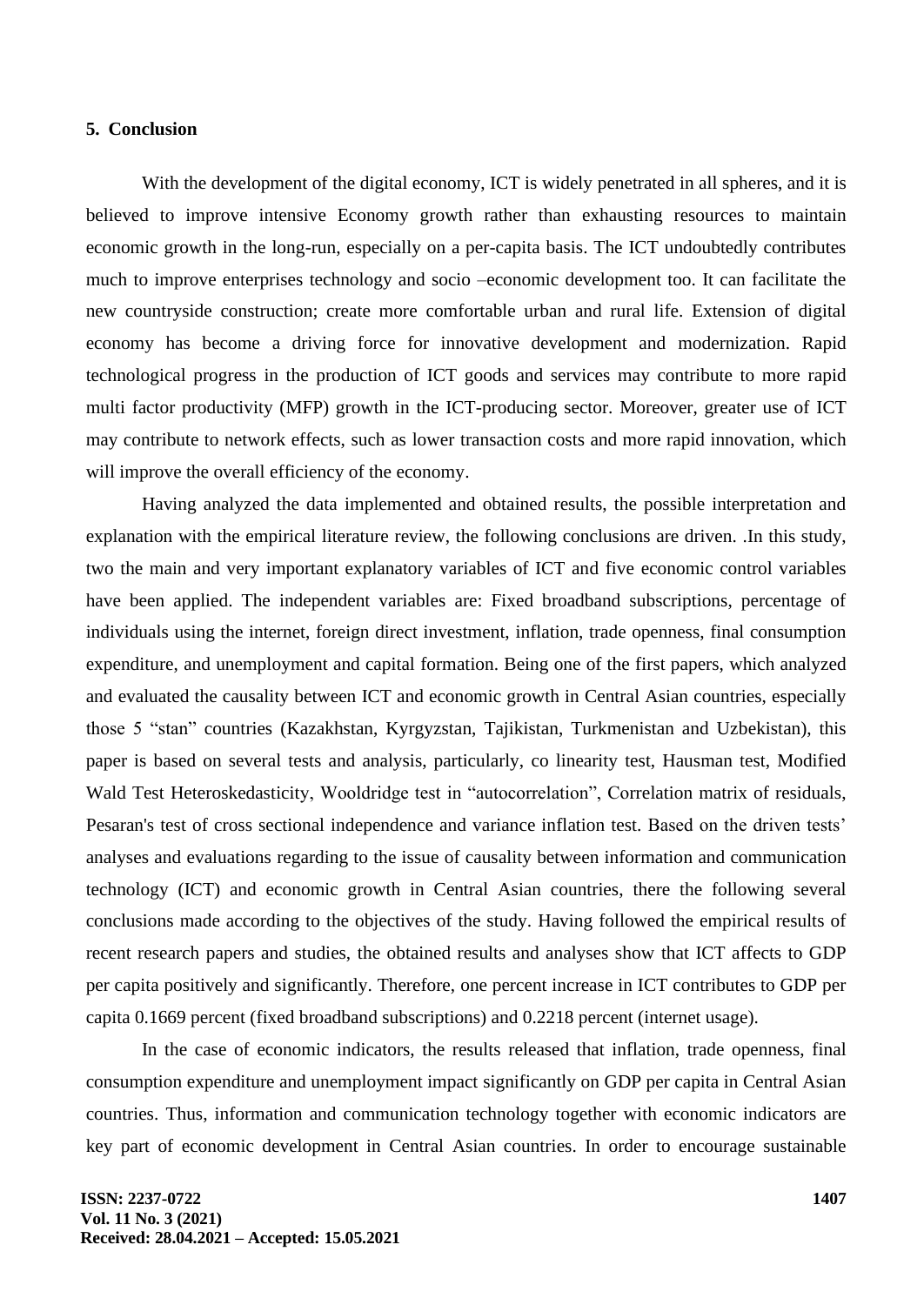## 5. Conclusion

With the development of the digital economy, ICT is widely penetrated in all spheres, and it is believed to improve intensive Economy growth rather than exhausting resources to maintain economic growth in the long-run, especially on a per-capita basis. The ICT undoubtedly contributes much to improve enterprises technology and socio –economic development too. It can facilitate the new countryside construction; create more comfortable urban and rural life. Extension of digital economy has become a driving force for innovative development and modernization. Rapid technological progress in the production of ICT goods and services may contribute to more rapid multi factor productivity (MFP) growth in the ICT-producing sector. Moreover, greater use of ICT may contribute to network effects, such as lower transaction costs and more rapid innovation, which will improve the overall efficiency of the economy.

Having analyzed the data implemented and obtained results, the possible interpretation and explanation with the empirical literature review, the following conclusions are driven. .In this study, two the main and very important explanatory variables of ICT and five economic control variables have been applied. The independent variables are: Fixed broadband subscriptions, percentage of individuals using the internet, foreign direct investment, inflation, trade openness, final consumption expenditure, and unemployment and capital formation. Being one of the first papers, which analyzed and evaluated the causality between ICT and economic growth in Central Asian countries, especially those 5 "stan" countries (Kazakhstan, Kyrgyzstan, Tajikistan, Turkmenistan and Uzbekistan), this paper is based on several tests and analysis, particularly, co linearity test, Hausman test, Modified Wald Test Heteroskedasticity, Wooldridge test in "autocorrelation", Correlation matrix of residuals, Pesaran's test of cross sectional independence and variance inflation test. Based on the driven tests' analyses and evaluations regarding to the issue of causality between information and communication technology (ICT) and economic growth in Central Asian countries, there the following several conclusions made according to the objectives of the study. Having followed the empirical results of recent research papers and studies, the obtained results and analyses show that ICT affects to GDP per capita positively and significantly. Therefore, one percent increase in ICT contributes to GDP per capita 0.1669 percent (fixed broadband subscriptions) and 0.2218 percent (internet usage).

In the case of economic indicators, the results released that inflation, trade openness, final consumption expenditure and unemployment impact significantly on GDP per capita in Central Asian countries. Thus, information and communication technology together with economic indicators are key part of economic development in Central Asian countries. In order to encourage sustainable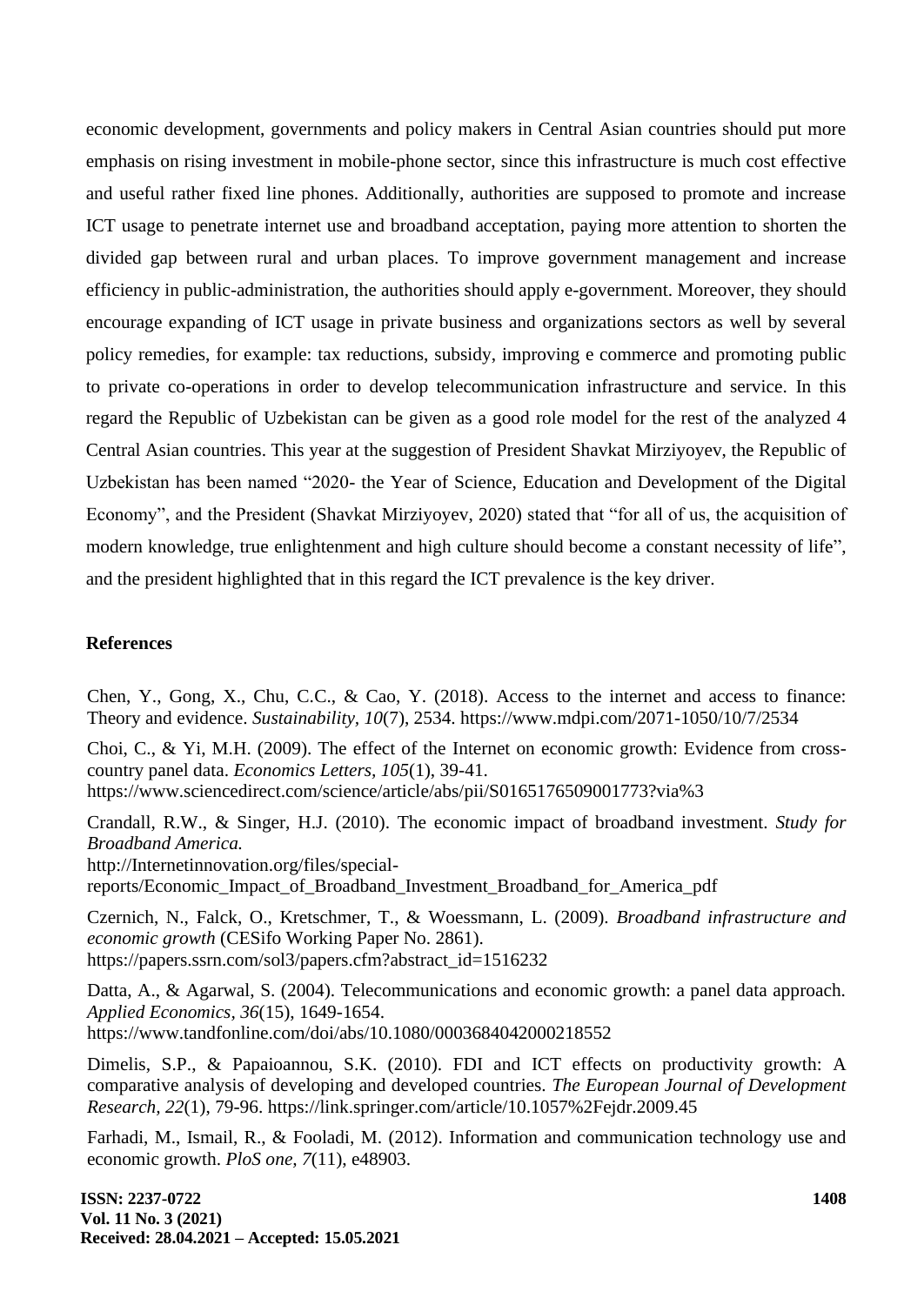economic development, governments and policy makers in Central Asian countries should put more emphasis on rising investment in mobile-phone sector, since this infrastructure is much cost effective and useful rather fixed line phones. Additionally, authorities are supposed to promote and increase ICT usage to penetrate internet use and broadband acceptation, paying more attention to shorten the divided gap between rural and urban places. To improve government management and increase efficiency in public-administration, the authorities should apply e-government. Moreover, they should encourage expanding of ICT usage in private business and organizations sectors as well by several policy remedies, for example: tax reductions, subsidy, improving e commerce and promoting public to private co-operations in order to develop telecommunication infrastructure and service. In this regard the Republic of Uzbekistan can be given as a good role model for the rest of the analyzed 4 Central Asian countries. This year at the suggestion of President Shavkat Mirziyoyev, the Republic of Uzbekistan has been named "2020- the Year of Science, Education and Development of the Digital Economy", and the President (Shavkat Mirziyoyev, 2020) stated that "for all of us, the acquisition of modern knowledge, true enlightenment and high culture should become a constant necessity of life", and the president highlighted that in this regard the ICT prevalence is the key driver.

## References

Chen, Y., Gong, X., Chu, C.C., & Cao, Y. (2018). Access to the internet and access to finance: Theory and evidence. *Sustainability, 10*(7), 2534. https://www.mdpi.com/2071-1050/10/7/2534

Choi, C., & Yi, M.H. (2009). The effect of the Internet on economic growth: Evidence from cross-country panel data. *Economics Letters, 105*(1), 39-41. https://www.sciencedirect.com/science/article/abs/pii/S0165176509001773?via%3

Crandall, R.W., & Singer, H.J. (2010). The economic impact of broadband investment. *Study for Broadband America.* http://Internetinnovation.org/files/special-reports/Economic_Impact_of_Broadband_Investment_Broadband_for_America_pdf

Czernich, N., Falck, O., Kretschmer, T., & Woessmann, L. (2009). *Broadband infrastructure and economic growth* (CESifo Working Paper No. 2861). https://papers.ssrn.com/sol3/papers.cfm?abstract_id=1516232

Datta, A., & Agarwal, S. (2004). Telecommunications and economic growth: a panel data approach. *Applied Economics, 36*(15), 1649-1654. https://www.tandfonline.com/doi/abs/10.1080/0003684042000218552

Dimelis, S.P., & Papaioannou, S.K. (2010). FDI and ICT effects on productivity growth: A comparative analysis of developing and developed countries. *The European Journal of Development Research, 22*(1), 79-96. https://link.springer.com/article/10.1057%2Fejdr.2009.45

Farhadi, M., Ismail, R., & Fooladi, M. (2012). Information and communication technology use and economic growth. *PloS one, 7*(11), e48903.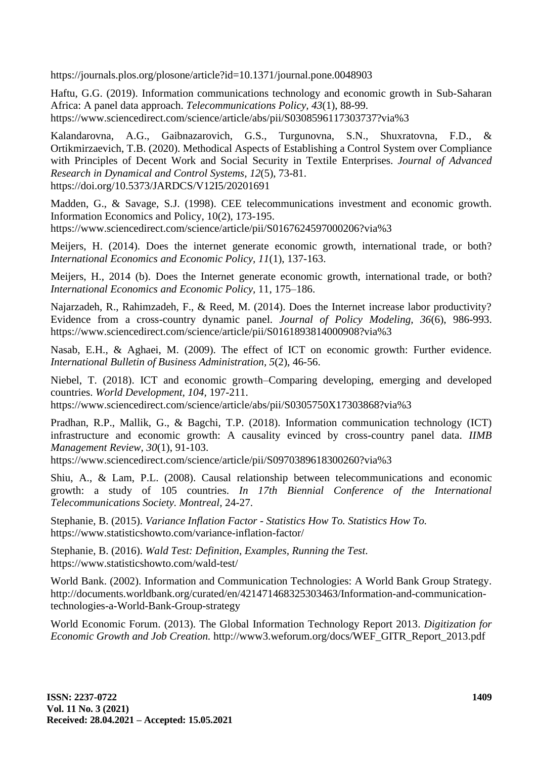https://journals.plos.org/plosone/article?id=10.1371/journal.pone.0048903

Haftu, G.G. (2019). Information communications technology and economic growth in Sub-Saharan Africa: A panel data approach. *Telecommunications Policy, 43*(1), 88-99. https://www.sciencedirect.com/science/article/abs/pii/S0308596117303737?via%3

Kalandarovna, A.G., Gaibnazarovich, G.S., Turgunovna, S.N., Shuxratovna, F.D., & Ortikmirzaevich, T.B. (2020). Methodical Aspects of Establishing a Control System over Compliance with Principles of Decent Work and Social Security in Textile Enterprises. *Journal of Advanced Research in Dynamical and Control Systems, 12*(5), 73-81. https://doi.org/10.5373/JARDCS/V12I5/20201691

Madden, G., & Savage, S.J. (1998). CEE telecommunications investment and economic growth. Information Economics and Policy, 10(2), 173-195. https://www.sciencedirect.com/science/article/pii/S0167624597000206?via%3

Meijers, H. (2014). Does the internet generate economic growth, international trade, or both? *International Economics and Economic Policy, 11*(1), 137-163.

Meijers, H., 2014 (b). Does the Internet generate economic growth, international trade, or both? *International Economics and Economic Policy*, 11, 175–186.

Najarzadeh, R., Rahimzadeh, F., & Reed, M. (2014). Does the Internet increase labor productivity? Evidence from a cross-country dynamic panel. *Journal of Policy Modeling, 36*(6), 986-993. https://www.sciencedirect.com/science/article/pii/S0161893814000908?via%3

Nasab, E.H., & Aghaei, M. (2009). The effect of ICT on economic growth: Further evidence. *International Bulletin of Business Administration, 5*(2), 46-56.

Niebel, T. (2018). ICT and economic growth–Comparing developing, emerging and developed countries. *World Development, 104*, 197-211. https://www.sciencedirect.com/science/article/abs/pii/S0305750X17303868?via%3

Pradhan, R.P., Mallik, G., & Bagchi, T.P. (2018). Information communication technology (ICT) infrastructure and economic growth: A causality evinced by cross-country panel data. *IIMB Management Review, 30*(1), 91-103. https://www.sciencedirect.com/science/article/pii/S0970389618300260?via%3

Shiu, A., & Lam, P.L. (2008). Causal relationship between telecommunications and economic growth: a study of 105 countries. *In 17th Biennial Conference of the International Telecommunications Society. Montreal,* 24-27.

Stephanie, B. (2015). *Variance Inflation Factor - Statistics How To. Statistics How To.* https://www.statisticshowto.com/variance-inflation-factor/

Stephanie, B. (2016). *Wald Test: Definition, Examples, Running the Test.* https://www.statisticshowto.com/wald-test/

World Bank. (2002). Information and Communication Technologies: A World Bank Group Strategy. http://documents.worldbank.org/curated/en/421471468325303463/Information-and-communication-technologies-a-World-Bank-Group-strategy

World Economic Forum. (2013). The Global Information Technology Report 2013. *Digitization for Economic Growth and Job Creation.* http://www3.weforum.org/docs/WEF_GITR_Report_2013.pdf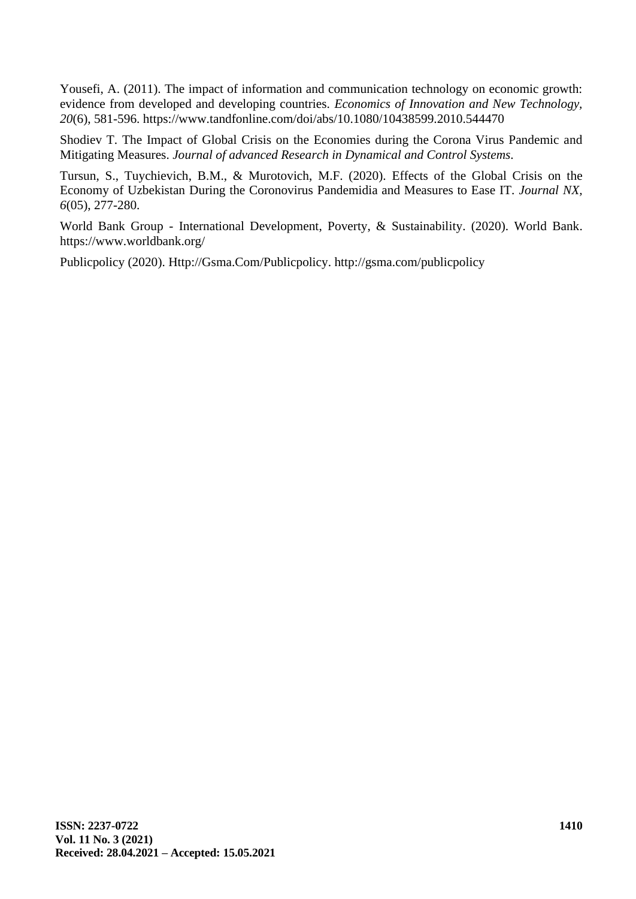Yousefi, A. (2011). The impact of information and communication technology on economic growth: evidence from developed and developing countries. *Economics of Innovation and New Technology, 20*(6), 581-596. https://www.tandfonline.com/doi/abs/10.1080/10438599.2010.544470

Shodiev T. The Impact of Global Crisis on the Economies during the Corona Virus Pandemic and Mitigating Measures. *Journal of advanced Research in Dynamical and Control Systems*.

Tursun, S., Tuychievich, B.M., & Murotovich, M.F. (2020). Effects of the Global Crisis on the Economy of Uzbekistan During the Coronovirus Pandemidia and Measures to Ease IT. *Journal NX, 6*(05), 277-280.

World Bank Group - International Development, Poverty, & Sustainability. (2020). World Bank. https://www.worldbank.org/

Publicpolicy (2020). Http://Gsma.Com/Publicpolicy. http://gsma.com/publicpolicy